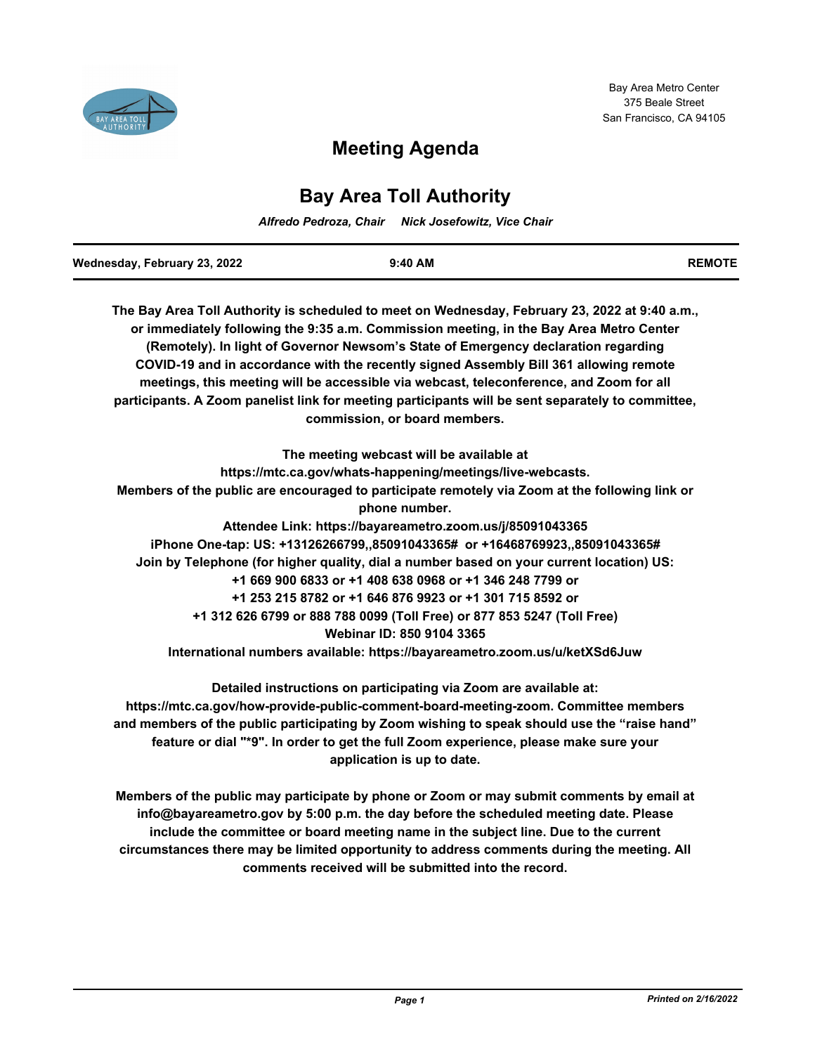Bay Area Metro Center
375 Beale Street
San Francisco, CA 94105

# Meeting Agenda

## Bay Area Toll Authority

*Alfredo Pedroza, Chair     Nick Josefowitz, Vice Chair*

| Wednesday, February 23, 2022 | 9:40 AM | REMOTE |
|---|---|---|

**The Bay Area Toll Authority is scheduled to meet on Wednesday, February 23, 2022 at 9:40 a.m., or immediately following the 9:35 a.m. Commission meeting, in the Bay Area Metro Center (Remotely). In light of Governor Newsom's State of Emergency declaration regarding COVID-19 and in accordance with the recently signed Assembly Bill 361 allowing remote meetings, this meeting will be accessible via webcast, teleconference, and Zoom for all participants. A Zoom panelist link for meeting participants will be sent separately to committee, commission, or board members.**

**The meeting webcast will be available at**
**https://mtc.ca.gov/whats-happening/meetings/live-webcasts.**
**Members of the public are encouraged to participate remotely via Zoom at the following link or phone number.**
**Attendee Link: https://bayareametro.zoom.us/j/85091043365**
**iPhone One-tap: US: +13126266799,,85091043365# or +16468769923,,85091043365#**
**Join by Telephone (for higher quality, dial a number based on your current location) US:**
**+1 669 900 6833 or +1 408 638 0968 or +1 346 248 7799 or**
**+1 253 215 8782 or +1 646 876 9923 or +1 301 715 8592 or**
**+1 312 626 6799 or 888 788 0099 (Toll Free) or 877 853 5247 (Toll Free)**
**Webinar ID: 850 9104 3365**
**International numbers available: https://bayareametro.zoom.us/u/ketXSd6Juw**

**Detailed instructions on participating via Zoom are available at: https://mtc.ca.gov/how-provide-public-comment-board-meeting-zoom. Committee members and members of the public participating by Zoom wishing to speak should use the "raise hand" feature or dial "*9". In order to get the full Zoom experience, please make sure your application is up to date.**

**Members of the public may participate by phone or Zoom or may submit comments by email at info@bayareametro.gov by 5:00 p.m. the day before the scheduled meeting date. Please include the committee or board meeting name in the subject line. Due to the current circumstances there may be limited opportunity to address comments during the meeting. All comments received will be submitted into the record.**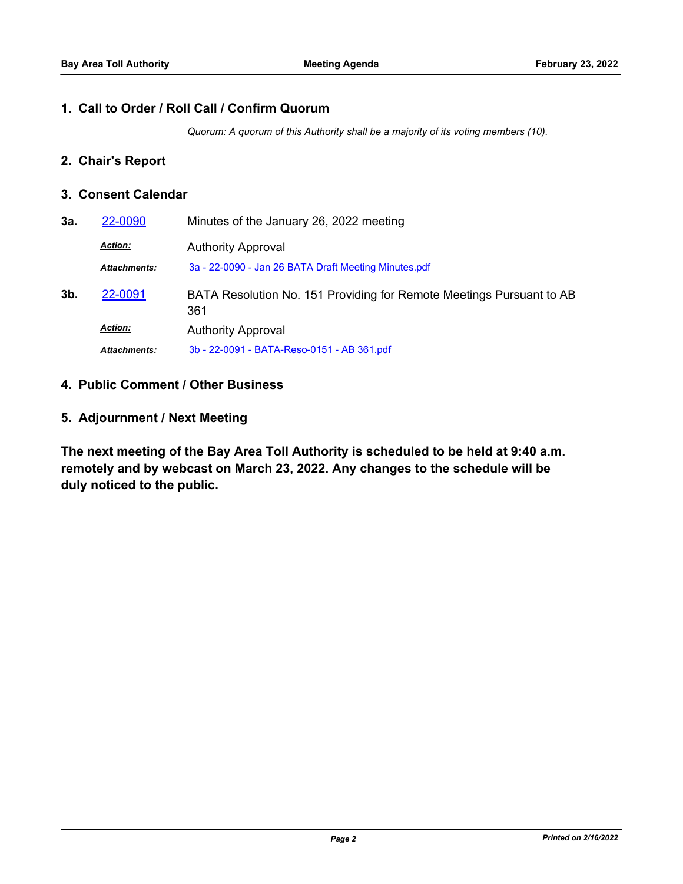## 1. Call to Order / Roll Call / Confirm Quorum

*Quorum: A quorum of this Authority shall be a majority of its voting members (10).*

## 2. Chair's Report

## 3. Consent Calendar

**3a.** 22-0090 Minutes of the January 26, 2022 meeting

***Action:*** Authority Approval

***Attachments:*** 3a - 22-0090 - Jan 26 BATA Draft Meeting Minutes.pdf

**3b.** 22-0091 BATA Resolution No. 151 Providing for Remote Meetings Pursuant to AB 361

***Action:*** Authority Approval

***Attachments:*** 3b - 22-0091 - BATA-Reso-0151 - AB 361.pdf

## 4. Public Comment / Other Business

## 5. Adjournment / Next Meeting

**The next meeting of the Bay Area Toll Authority is scheduled to be held at 9:40 a.m. remotely and by webcast on March 23, 2022. Any changes to the schedule will be duly noticed to the public.**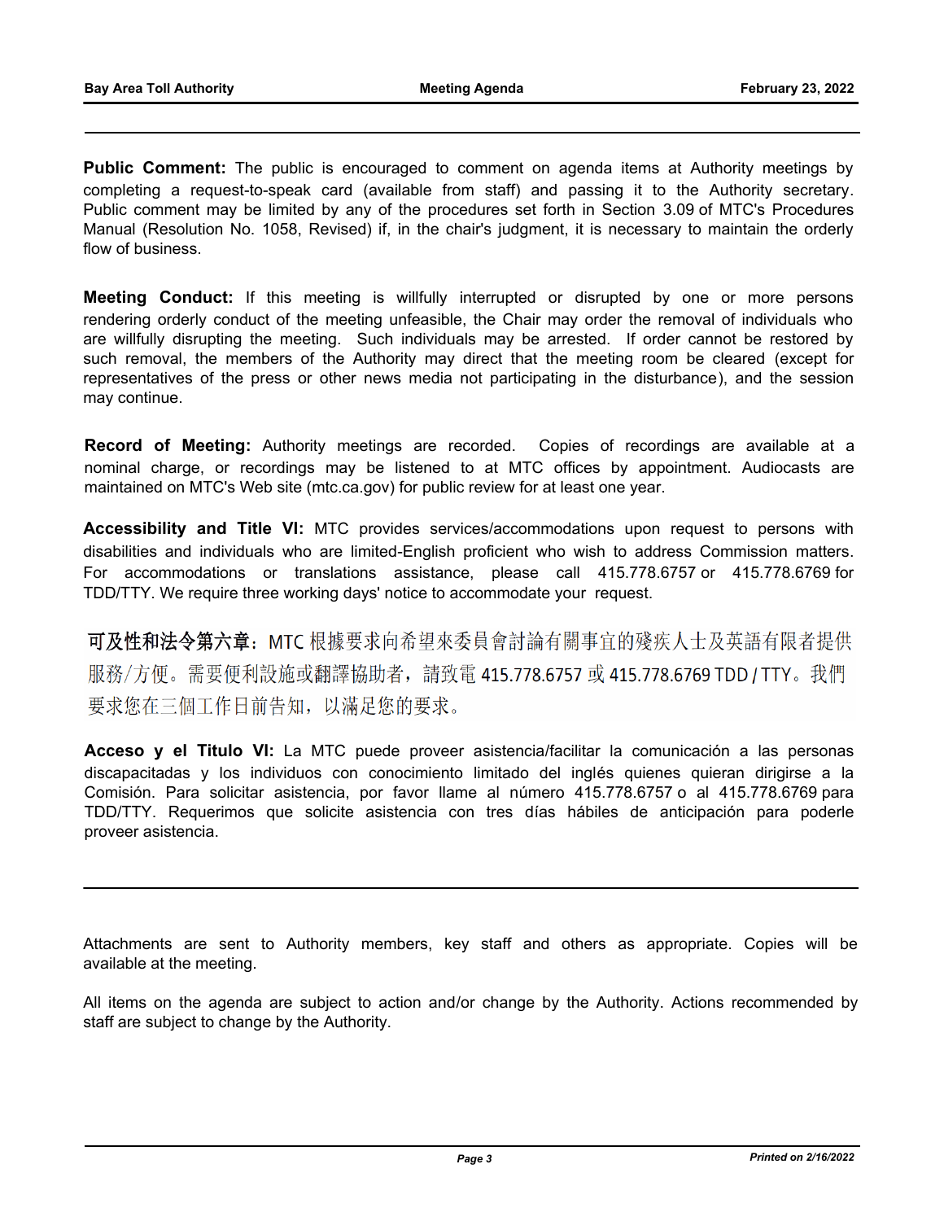**Public Comment:** The public is encouraged to comment on agenda items at Authority meetings by completing a request-to-speak card (available from staff) and passing it to the Authority secretary. Public comment may be limited by any of the procedures set forth in Section 3.09 of MTC's Procedures Manual (Resolution No. 1058, Revised) if, in the chair's judgment, it is necessary to maintain the orderly flow of business.

**Meeting Conduct:** If this meeting is willfully interrupted or disrupted by one or more persons rendering orderly conduct of the meeting unfeasible, the Chair may order the removal of individuals who are willfully disrupting the meeting. Such individuals may be arrested. If order cannot be restored by such removal, the members of the Authority may direct that the meeting room be cleared (except for representatives of the press or other news media not participating in the disturbance), and the session may continue.

**Record of Meeting:** Authority meetings are recorded. Copies of recordings are available at a nominal charge, or recordings may be listened to at MTC offices by appointment. Audiocasts are maintained on MTC's Web site (mtc.ca.gov) for public review for at least one year.

**Accessibility and Title VI:** MTC provides services/accommodations upon request to persons with disabilities and individuals who are limited-English proficient who wish to address Commission matters. For accommodations or translations assistance, please call 415.778.6757 or 415.778.6769 for TDD/TTY. We require three working days' notice to accommodate your request.

**可及性和法令第六章**：MTC 根據要求向希望來委員會討論有關事宜的殘疾人士及英語有限者提供服務/方便。需要便利設施或翻譯協助者，請致電 415.778.6757 或 415.778.6769 TDD / TTY。我們要求您在三個工作日前告知，以滿足您的要求。

**Acceso y el Titulo VI:** La MTC puede proveer asistencia/facilitar la comunicación a las personas discapacitadas y los individuos con conocimiento limitado del inglés quienes quieran dirigirse a la Comisión. Para solicitar asistencia, por favor llame al número 415.778.6757 o al 415.778.6769 para TDD/TTY. Requerimos que solicite asistencia con tres días hábiles de anticipación para poderle proveer asistencia.

---

Attachments are sent to Authority members, key staff and others as appropriate. Copies will be available at the meeting.

All items on the agenda are subject to action and/or change by the Authority. Actions recommended by staff are subject to change by the Authority.